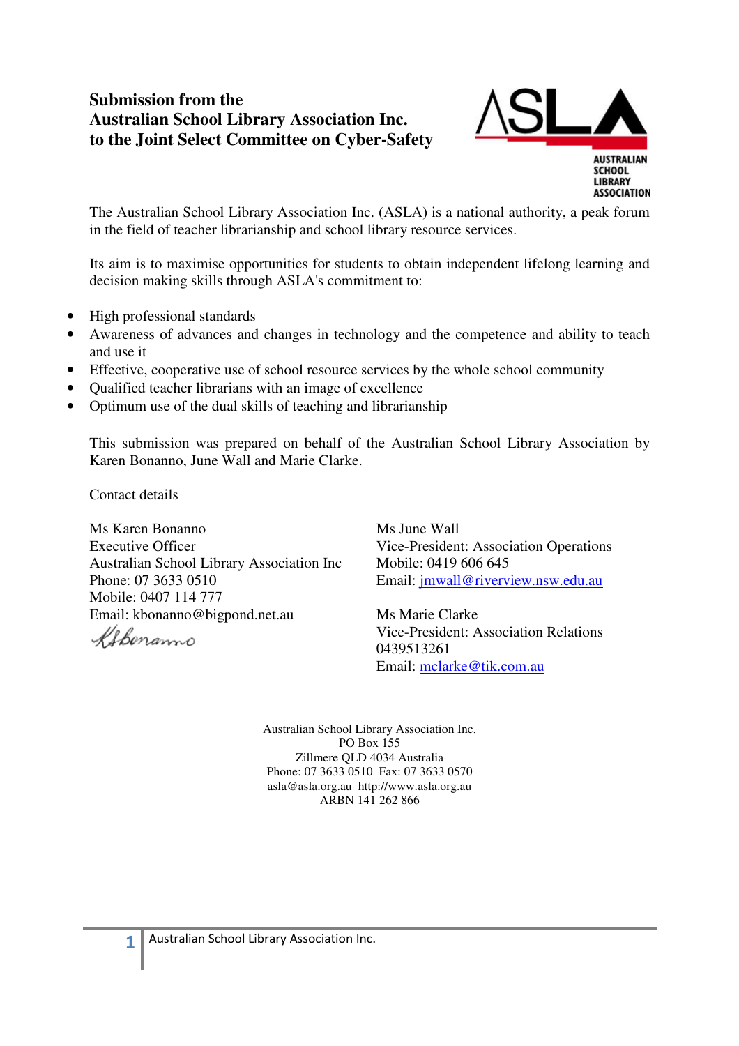# Submission from the Australian School Library Association Inc. to the Joint Select Committee on Cyber-Safety

The Australian School Library Association Inc. (ASLA) is a national authority, a peak forum in the field of teacher librarianship and school library resource services.

Its aim is to maximise opportunities for students to obtain independent lifelong learning and decision making skills through ASLA's commitment to:

- High professional standards
- Awareness of advances and changes in technology and the competence and ability to teach and use it
- Effective, cooperative use of school resource services by the whole school community
- Qualified teacher librarians with an image of excellence
- Optimum use of the dual skills of teaching and librarianship

This submission was prepared on behalf of the Australian School Library Association by Karen Bonanno, June Wall and Marie Clarke.

Contact details

Ms Karen Bonanno
Executive Officer
Australian School Library Association Inc
Phone: 07 3633 0510
Mobile: 0407 114 777
Email: kbonanno@bigpond.net.au

Ms June Wall
Vice-President: Association Operations
Mobile: 0419 606 645
Email: jmwall@riverview.nsw.edu.au

Ms Marie Clarke
Vice-President: Association Relations
0439513261
Email: mclarke@tik.com.au

Australian School Library Association Inc.
PO Box 155
Zillmere QLD 4034 Australia
Phone: 07 3633 0510 Fax: 07 3633 0570
asla@asla.org.au http://www.asla.org.au
ARBN 141 262 866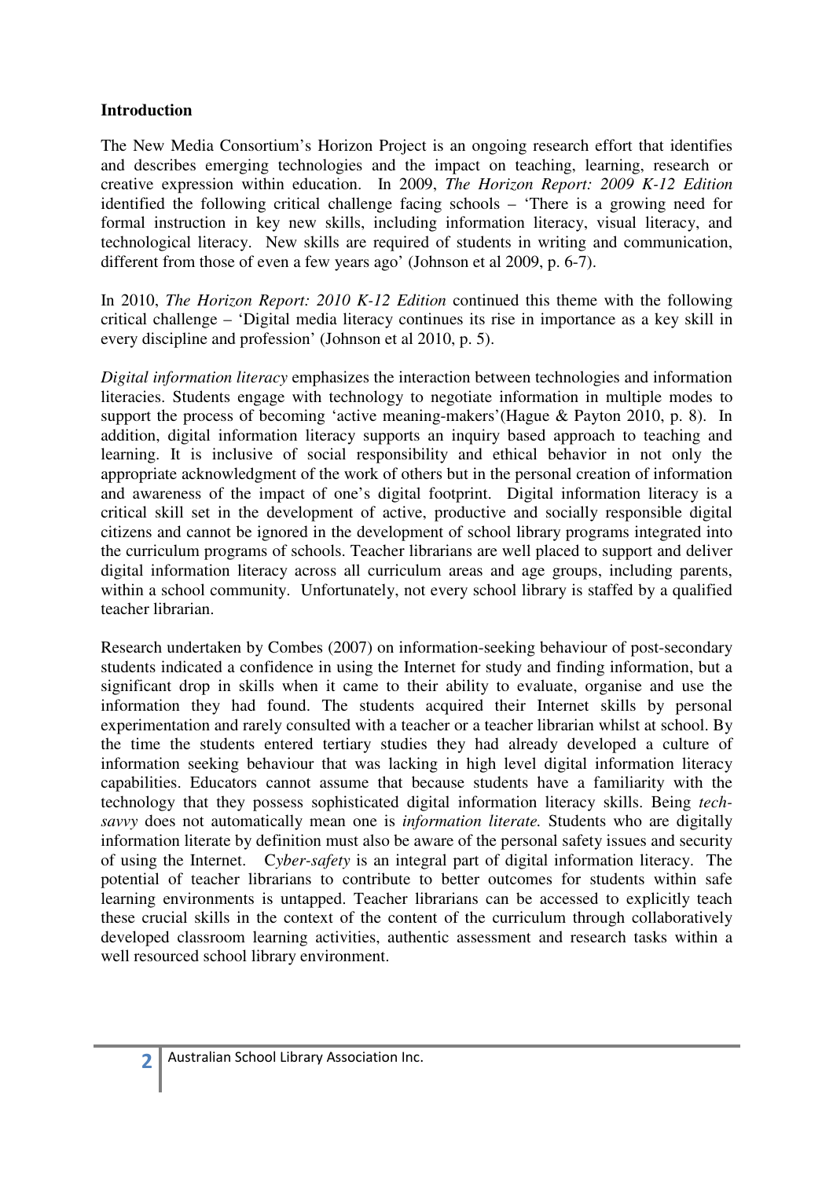**Introduction**

The New Media Consortium's Horizon Project is an ongoing research effort that identifies and describes emerging technologies and the impact on teaching, learning, research or creative expression within education. In 2009, *The Horizon Report: 2009 K-12 Edition* identified the following critical challenge facing schools – 'There is a growing need for formal instruction in key new skills, including information literacy, visual literacy, and technological literacy. New skills are required of students in writing and communication, different from those of even a few years ago' (Johnson et al 2009, p. 6-7).

In 2010, *The Horizon Report: 2010 K-12 Edition* continued this theme with the following critical challenge – 'Digital media literacy continues its rise in importance as a key skill in every discipline and profession' (Johnson et al 2010, p. 5).

*Digital information literacy* emphasizes the interaction between technologies and information literacies. Students engage with technology to negotiate information in multiple modes to support the process of becoming 'active meaning-makers'(Hague & Payton 2010, p. 8). In addition, digital information literacy supports an inquiry based approach to teaching and learning. It is inclusive of social responsibility and ethical behavior in not only the appropriate acknowledgment of the work of others but in the personal creation of information and awareness of the impact of one's digital footprint. Digital information literacy is a critical skill set in the development of active, productive and socially responsible digital citizens and cannot be ignored in the development of school library programs integrated into the curriculum programs of schools. Teacher librarians are well placed to support and deliver digital information literacy across all curriculum areas and age groups, including parents, within a school community. Unfortunately, not every school library is staffed by a qualified teacher librarian.

Research undertaken by Combes (2007) on information-seeking behaviour of post-secondary students indicated a confidence in using the Internet for study and finding information, but a significant drop in skills when it came to their ability to evaluate, organise and use the information they had found. The students acquired their Internet skills by personal experimentation and rarely consulted with a teacher or a teacher librarian whilst at school. By the time the students entered tertiary studies they had already developed a culture of information seeking behaviour that was lacking in high level digital information literacy capabilities. Educators cannot assume that because students have a familiarity with the technology that they possess sophisticated digital information literacy skills. Being *tech-savvy* does not automatically mean one is *information literate.* Students who are digitally information literate by definition must also be aware of the personal safety issues and security of using the Internet. C*yber-safety* is an integral part of digital information literacy. The potential of teacher librarians to contribute to better outcomes for students within safe learning environments is untapped. Teacher librarians can be accessed to explicitly teach these crucial skills in the context of the content of the curriculum through collaboratively developed classroom learning activities, authentic assessment and research tasks within a well resourced school library environment.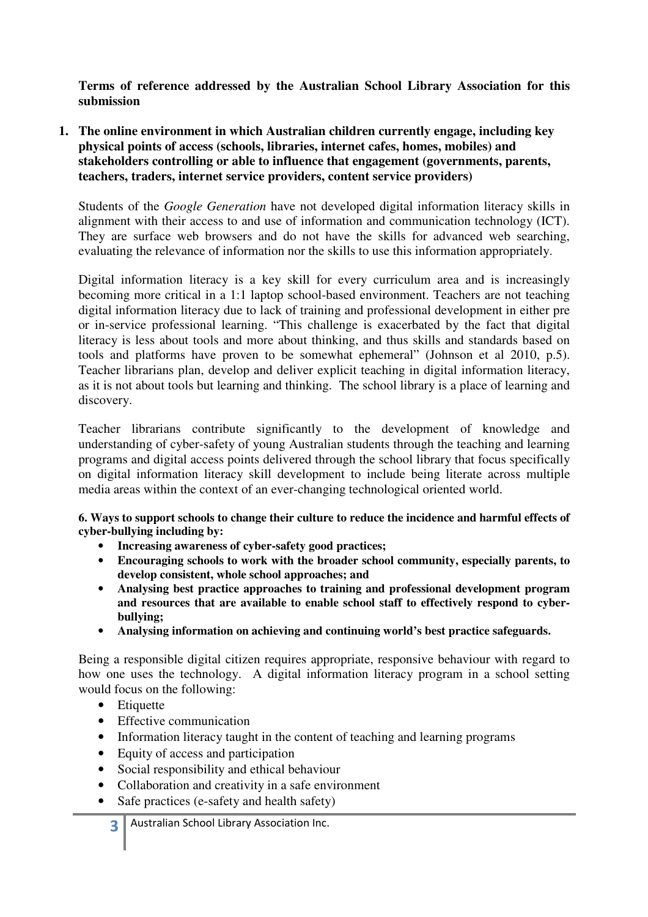**Terms of reference addressed by the Australian School Library Association for this submission**

1. **The online environment in which Australian children currently engage, including key physical points of access (schools, libraries, internet cafes, homes, mobiles) and stakeholders controlling or able to influence that engagement (governments, parents, teachers, traders, internet service providers, content service providers)**

Students of the *Google Generation* have not developed digital information literacy skills in alignment with their access to and use of information and communication technology (ICT). They are surface web browsers and do not have the skills for advanced web searching, evaluating the relevance of information nor the skills to use this information appropriately.

Digital information literacy is a key skill for every curriculum area and is increasingly becoming more critical in a 1:1 laptop school-based environment. Teachers are not teaching digital information literacy due to lack of training and professional development in either pre or in-service professional learning. "This challenge is exacerbated by the fact that digital literacy is less about tools and more about thinking, and thus skills and standards based on tools and platforms have proven to be somewhat ephemeral" (Johnson et al 2010, p.5). Teacher librarians plan, develop and deliver explicit teaching in digital information literacy, as it is not about tools but learning and thinking. The school library is a place of learning and discovery.

Teacher librarians contribute significantly to the development of knowledge and understanding of cyber-safety of young Australian students through the teaching and learning programs and digital access points delivered through the school library that focus specifically on digital information literacy skill development to include being literate across multiple media areas within the context of an ever-changing technological oriented world.

**6. Ways to support schools to change their culture to reduce the incidence and harmful effects of cyber-bullying including by:**

- **Increasing awareness of cyber-safety good practices;**
- **Encouraging schools to work with the broader school community, especially parents, to develop consistent, whole school approaches; and**
- **Analysing best practice approaches to training and professional development program and resources that are available to enable school staff to effectively respond to cyber-bullying;**
- **Analysing information on achieving and continuing world's best practice safeguards.**

Being a responsible digital citizen requires appropriate, responsive behaviour with regard to how one uses the technology. A digital information literacy program in a school setting would focus on the following:

- Etiquette
- Effective communication
- Information literacy taught in the content of teaching and learning programs
- Equity of access and participation
- Social responsibility and ethical behaviour
- Collaboration and creativity in a safe environment
- Safe practices (e-safety and health safety)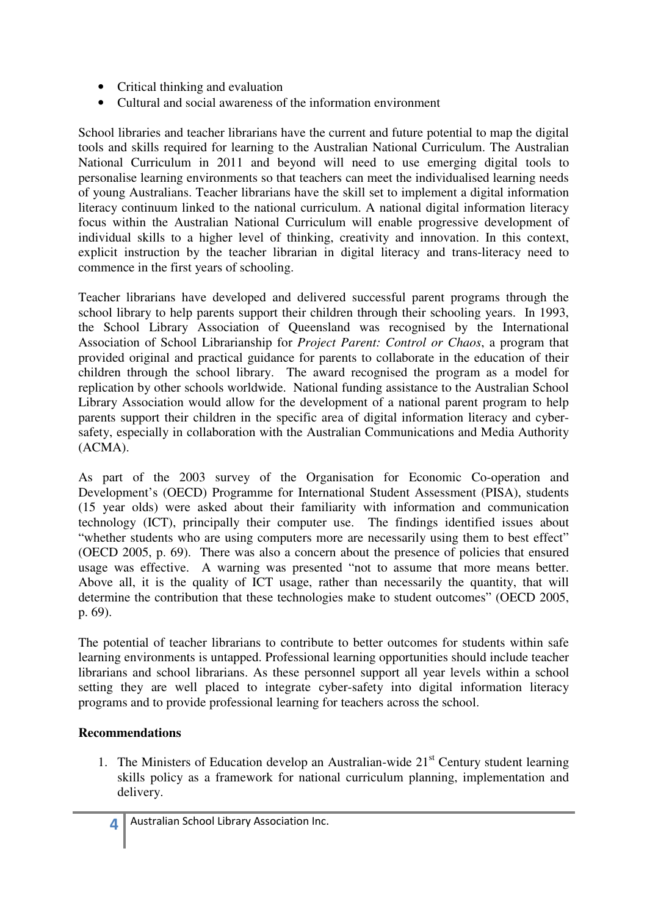- Critical thinking and evaluation
- Cultural and social awareness of the information environment

School libraries and teacher librarians have the current and future potential to map the digital tools and skills required for learning to the Australian National Curriculum. The Australian National Curriculum in 2011 and beyond will need to use emerging digital tools to personalise learning environments so that teachers can meet the individualised learning needs of young Australians. Teacher librarians have the skill set to implement a digital information literacy continuum linked to the national curriculum. A national digital information literacy focus within the Australian National Curriculum will enable progressive development of individual skills to a higher level of thinking, creativity and innovation. In this context, explicit instruction by the teacher librarian in digital literacy and trans-literacy need to commence in the first years of schooling.

Teacher librarians have developed and delivered successful parent programs through the school library to help parents support their children through their schooling years. In 1993, the School Library Association of Queensland was recognised by the International Association of School Librarianship for *Project Parent: Control or Chaos*, a program that provided original and practical guidance for parents to collaborate in the education of their children through the school library. The award recognised the program as a model for replication by other schools worldwide. National funding assistance to the Australian School Library Association would allow for the development of a national parent program to help parents support their children in the specific area of digital information literacy and cyber-safety, especially in collaboration with the Australian Communications and Media Authority (ACMA).

As part of the 2003 survey of the Organisation for Economic Co-operation and Development's (OECD) Programme for International Student Assessment (PISA), students (15 year olds) were asked about their familiarity with information and communication technology (ICT), principally their computer use. The findings identified issues about "whether students who are using computers more are necessarily using them to best effect" (OECD 2005, p. 69). There was also a concern about the presence of policies that ensured usage was effective. A warning was presented "not to assume that more means better. Above all, it is the quality of ICT usage, rather than necessarily the quantity, that will determine the contribution that these technologies make to student outcomes" (OECD 2005, p. 69).

The potential of teacher librarians to contribute to better outcomes for students within safe learning environments is untapped. Professional learning opportunities should include teacher librarians and school librarians. As these personnel support all year levels within a school setting they are well placed to integrate cyber-safety into digital information literacy programs and to provide professional learning for teachers across the school.

**Recommendations**

1. The Ministers of Education develop an Australian-wide 21st Century student learning skills policy as a framework for national curriculum planning, implementation and delivery.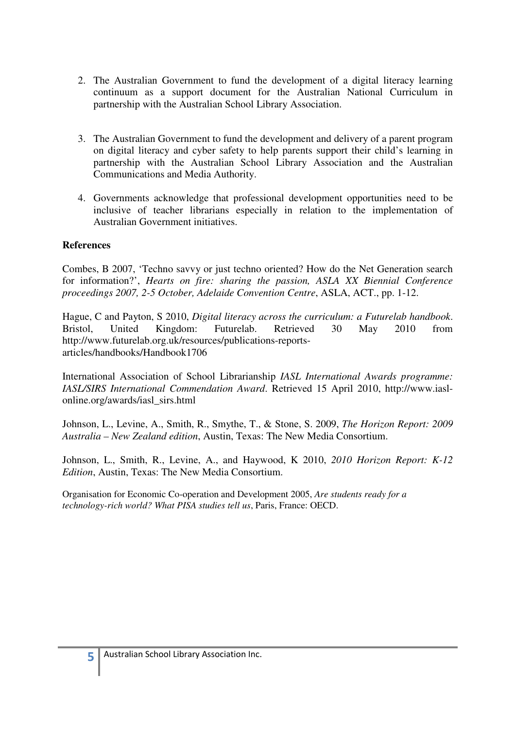2. The Australian Government to fund the development of a digital literacy learning continuum as a support document for the Australian National Curriculum in partnership with the Australian School Library Association.

3. The Australian Government to fund the development and delivery of a parent program on digital literacy and cyber safety to help parents support their child's learning in partnership with the Australian School Library Association and the Australian Communications and Media Authority.

4. Governments acknowledge that professional development opportunities need to be inclusive of teacher librarians especially in relation to the implementation of Australian Government initiatives.

**References**

Combes, B 2007, 'Techno savvy or just techno oriented? How do the Net Generation search for information?', *Hearts on fire: sharing the passion, ASLA XX Biennial Conference proceedings 2007, 2-5 October, Adelaide Convention Centre*, ASLA, ACT., pp. 1-12.

Hague, C and Payton, S 2010, *Digital literacy across the curriculum: a Futurelab handbook*. Bristol, United Kingdom: Futurelab. Retrieved 30 May 2010 from http://www.futurelab.org.uk/resources/publications-reports-articles/handbooks/Handbook1706

International Association of School Librarianship *IASL International Awards programme: IASL/SIRS International Commendation Award*. Retrieved 15 April 2010, http://www.iasl-online.org/awards/iasl_sirs.html

Johnson, L., Levine, A., Smith, R., Smythe, T., & Stone, S. 2009, *The Horizon Report: 2009 Australia – New Zealand edition*, Austin, Texas: The New Media Consortium.

Johnson, L., Smith, R., Levine, A., and Haywood, K 2010, *2010 Horizon Report: K-12 Edition*, Austin, Texas: The New Media Consortium.

Organisation for Economic Co-operation and Development 2005, *Are students ready for a technology-rich world? What PISA studies tell us*, Paris, France: OECD.